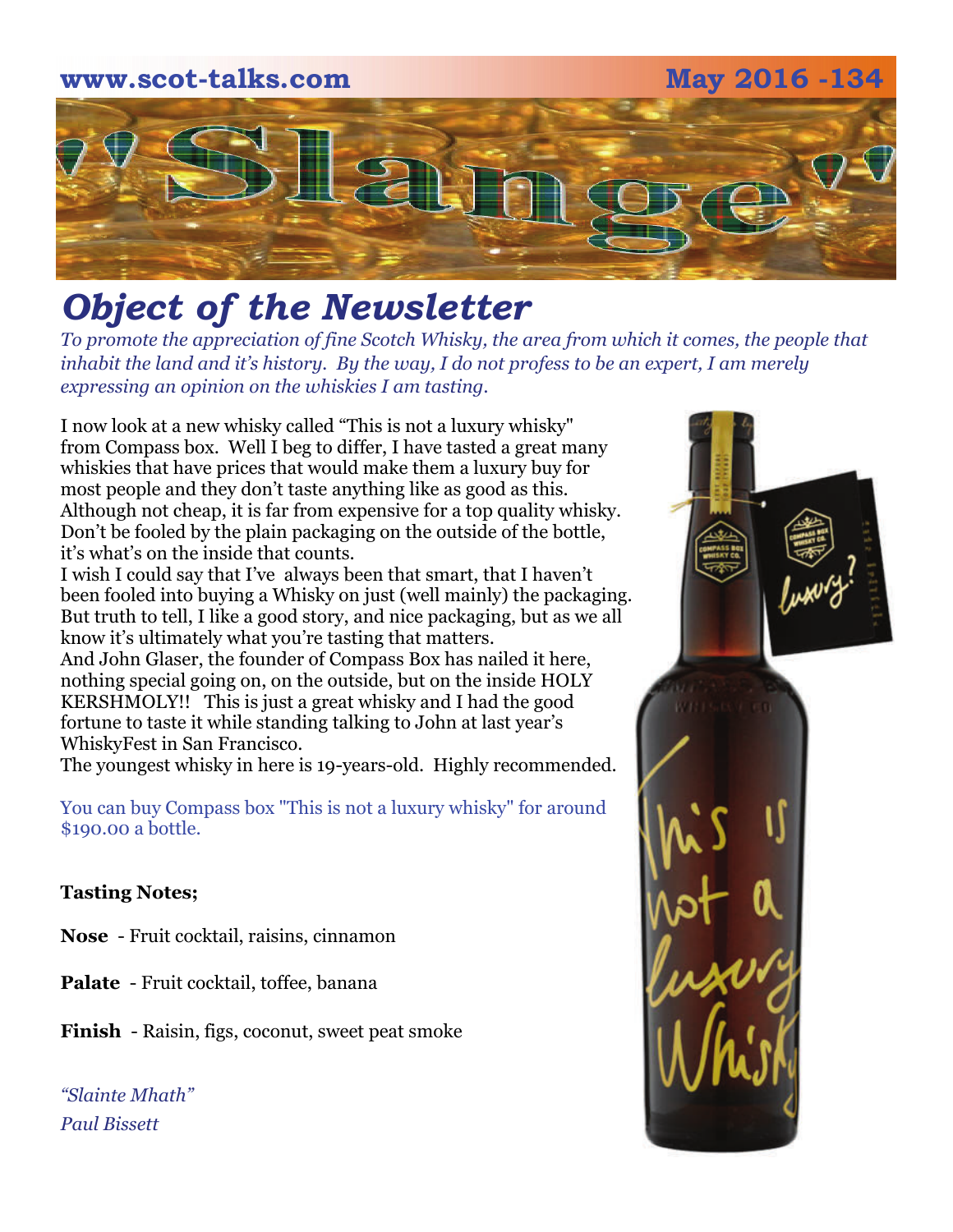www.scot-talks.com May 2016 -134

# "Slange"

## *Object of the Newsletter*

*To promote the appreciation of fine Scotch Whisky, the area from which it comes, the people that inhabit the land and it's history. By the way, I do not profess to be an expert, I am merely expressing an opinion on the whiskies I am tasting.*

I now look at a new whisky called "This is not a luxury whisky" from Compass box. Well I beg to differ, I have tasted a great many whiskies that have prices that would make them a luxury buy for most people and they don't taste anything like as good as this. Although not cheap, it is far from expensive for a top quality whisky. Don't be fooled by the plain packaging on the outside of the bottle, it's what's on the inside that counts.
I wish I could say that I've always been that smart, that I haven't been fooled into buying a Whisky on just (well mainly) the packaging. But truth to tell, I like a good story, and nice packaging, but as we all know it's ultimately what you're tasting that matters.
And John Glaser, the founder of Compass Box has nailed it here, nothing special going on, on the outside, but on the inside HOLY KERSHMOLY!! This is just a great whisky and I had the good fortune to taste it while standing talking to John at last year's WhiskyFest in San Francisco.
The youngest whisky in here is 19-years-old. Highly recommended.

You can buy Compass box "This is not a luxury whisky" for around $190.00 a bottle.

**Tasting Notes;**

**Nose** - Fruit cocktail, raisins, cinnamon

**Palate** - Fruit cocktail, toffee, banana

**Finish** - Raisin, figs, coconut, sweet peat smoke

*"Slainte Mhath"*
*Paul Bissett*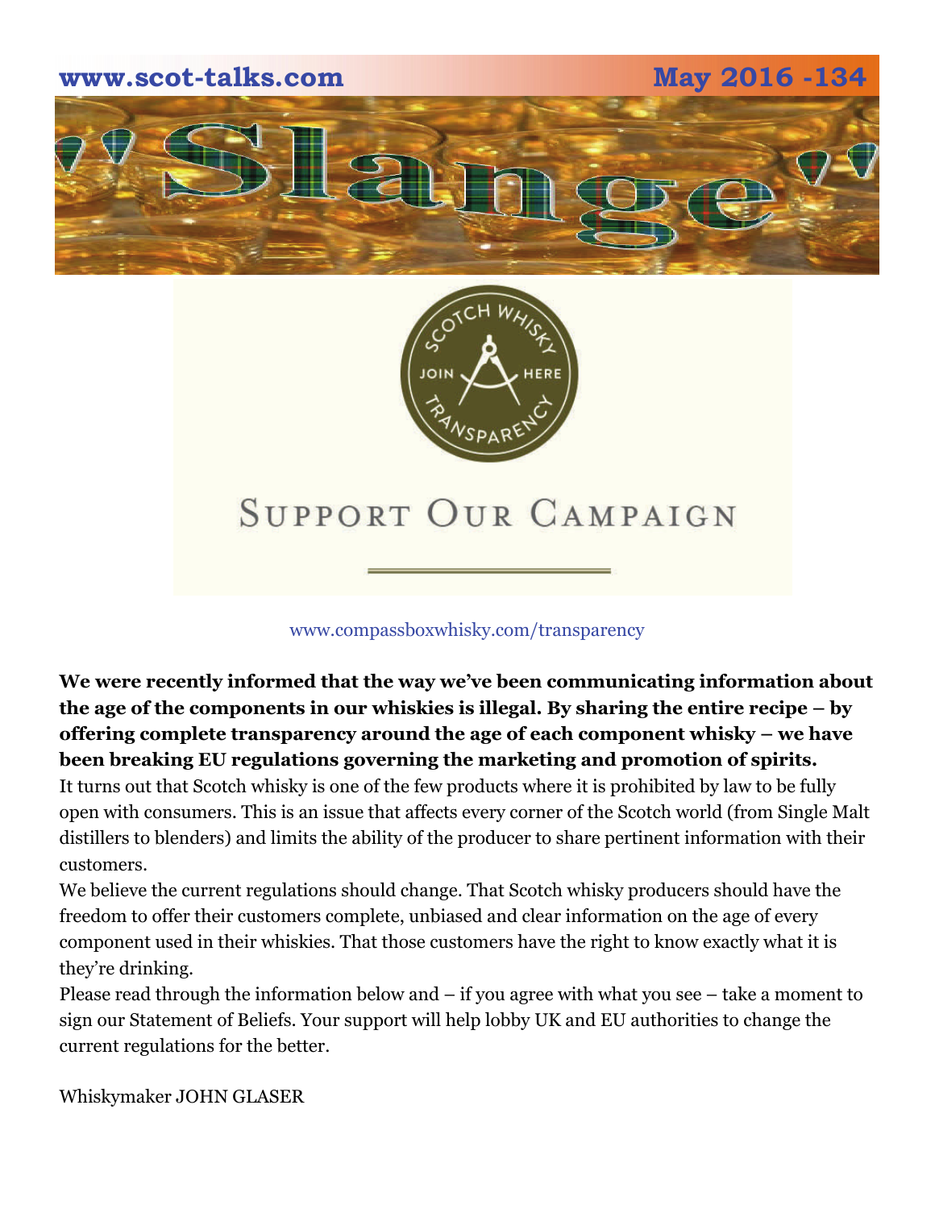# Support Our Campaign

www.compassboxwhisky.com/transparency

**We were recently informed that the way we've been communicating information about the age of the components in our whiskies is illegal. By sharing the entire recipe – by offering complete transparency around the age of each component whisky – we have been breaking EU regulations governing the marketing and promotion of spirits.**

It turns out that Scotch whisky is one of the few products where it is prohibited by law to be fully open with consumers. This is an issue that affects every corner of the Scotch world (from Single Malt distillers to blenders) and limits the ability of the producer to share pertinent information with their customers.

We believe the current regulations should change. That Scotch whisky producers should have the freedom to offer their customers complete, unbiased and clear information on the age of every component used in their whiskies. That those customers have the right to know exactly what it is they're drinking.

Please read through the information below and – if you agree with what you see – take a moment to sign our Statement of Beliefs. Your support will help lobby UK and EU authorities to change the current regulations for the better.

Whiskymaker JOHN GLASER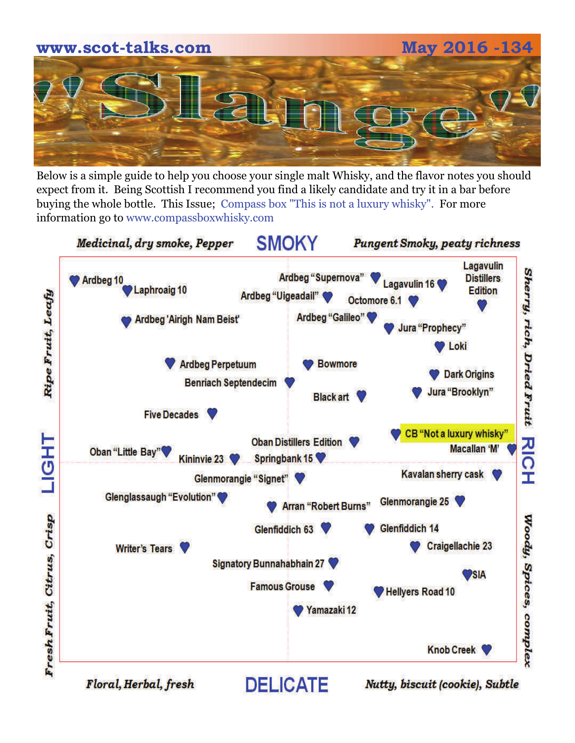# Slange

Below is a simple guide to help you choose your single malt Whisky, and the flavor notes you should expect from it. Being Scottish I recommend you find a likely candidate and try it in a bar before buying the whole bottle. This Issue; Compass box "This is not a luxury whisky". For more information go to www.compassboxwhisky.com

*Medicinal, dry smoke, Pepper* — **SMOKY** — *Pungent Smoky, peaty richness*

*Ripe Fruit, Leafy* — **LIGHT** — *Fresh Fruit, Citrus, Crisp*

*Sherry, rich, Dried Fruit* — **RICH** — *Woody, Spices, complex*

*Floral, Herbal, fresh* — **DELICATE** — *Nutty, biscuit (cookie), Subtle*

- Ardbeg 10
- Laphroaig 10
- Ardbeg "Supernova"
- Lagavulin 16
- Lagavulin Distillers Edition
- Ardbeg "Uigeadail"
- Octomore 6.1
- Ardbeg 'Airigh Nam Beist'
- Ardbeg "Galileo"
- Jura "Prophecy"
- Loki
- Ardbeg Perpetuum
- Bowmore
- Benriach Septendecim
- Dark Origins
- Jura "Brooklyn"
- Black art
- Five Decades
- CB "Not a luxury whisky"
- Oban Distillers Edition
- Macallan 'M'
- Oban "Little Bay"
- Kininvie 23
- Springbank 15
- Glenmorangie "Signet"
- Kavalan sherry cask
- Glenglassaugh "Evolution"
- Arran "Robert Burns"
- Glenmorangie 25
- Glenfiddich 63
- Glenfiddich 14
- Writer's Tears
- Craigellachie 23
- Signatory Bunnahabhain 27
- SIA
- Famous Grouse
- Hellyers Road 10
- Yamazaki 12
- Knob Creek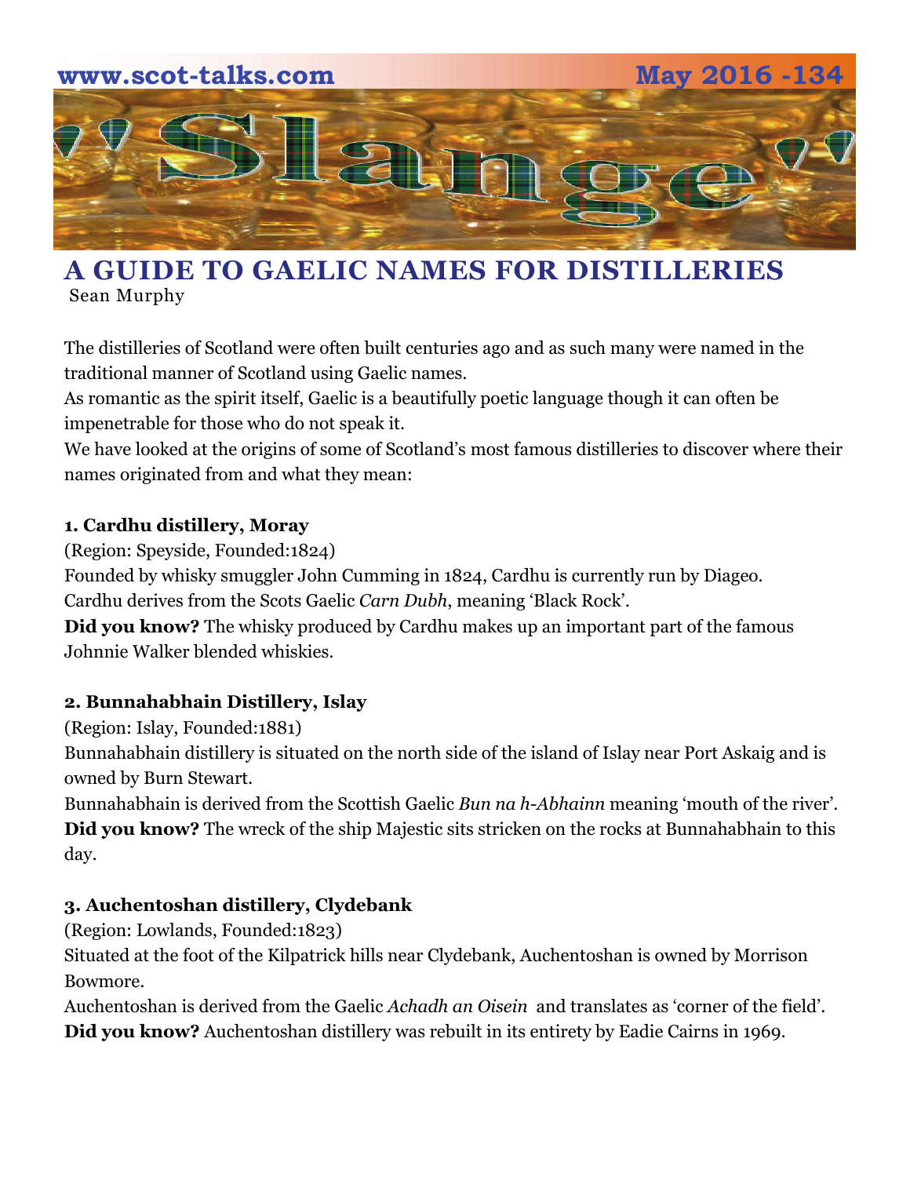# A GUIDE TO GAELIC NAMES FOR DISTILLERIES

Sean Murphy

The distilleries of Scotland were often built centuries ago and as such many were named in the traditional manner of Scotland using Gaelic names.

As romantic as the spirit itself, Gaelic is a beautifully poetic language though it can often be impenetrable for those who do not speak it.

We have looked at the origins of some of Scotland's most famous distilleries to discover where their names originated from and what they mean:

**1. Cardhu distillery, Moray**

(Region: Speyside, Founded:1824)

Founded by whisky smuggler John Cumming in 1824, Cardhu is currently run by Diageo.

Cardhu derives from the Scots Gaelic *Carn Dubh*, meaning 'Black Rock'.

**Did you know?** The whisky produced by Cardhu makes up an important part of the famous Johnnie Walker blended whiskies.

**2. Bunnahabhain Distillery, Islay**

(Region: Islay, Founded:1881)

Bunnahabhain distillery is situated on the north side of the island of Islay near Port Askaig and is owned by Burn Stewart.

Bunnahabhain is derived from the Scottish Gaelic *Bun na h-Abhainn* meaning 'mouth of the river'.

**Did you know?** The wreck of the ship Majestic sits stricken on the rocks at Bunnahabhain to this day.

**3. Auchentoshan distillery, Clydebank**

(Region: Lowlands, Founded:1823)

Situated at the foot of the Kilpatrick hills near Clydebank, Auchentoshan is owned by Morrison Bowmore.

Auchentoshan is derived from the Gaelic *Achadh an Oisein* and translates as 'corner of the field'.

**Did you know?** Auchentoshan distillery was rebuilt in its entirety by Eadie Cairns in 1969.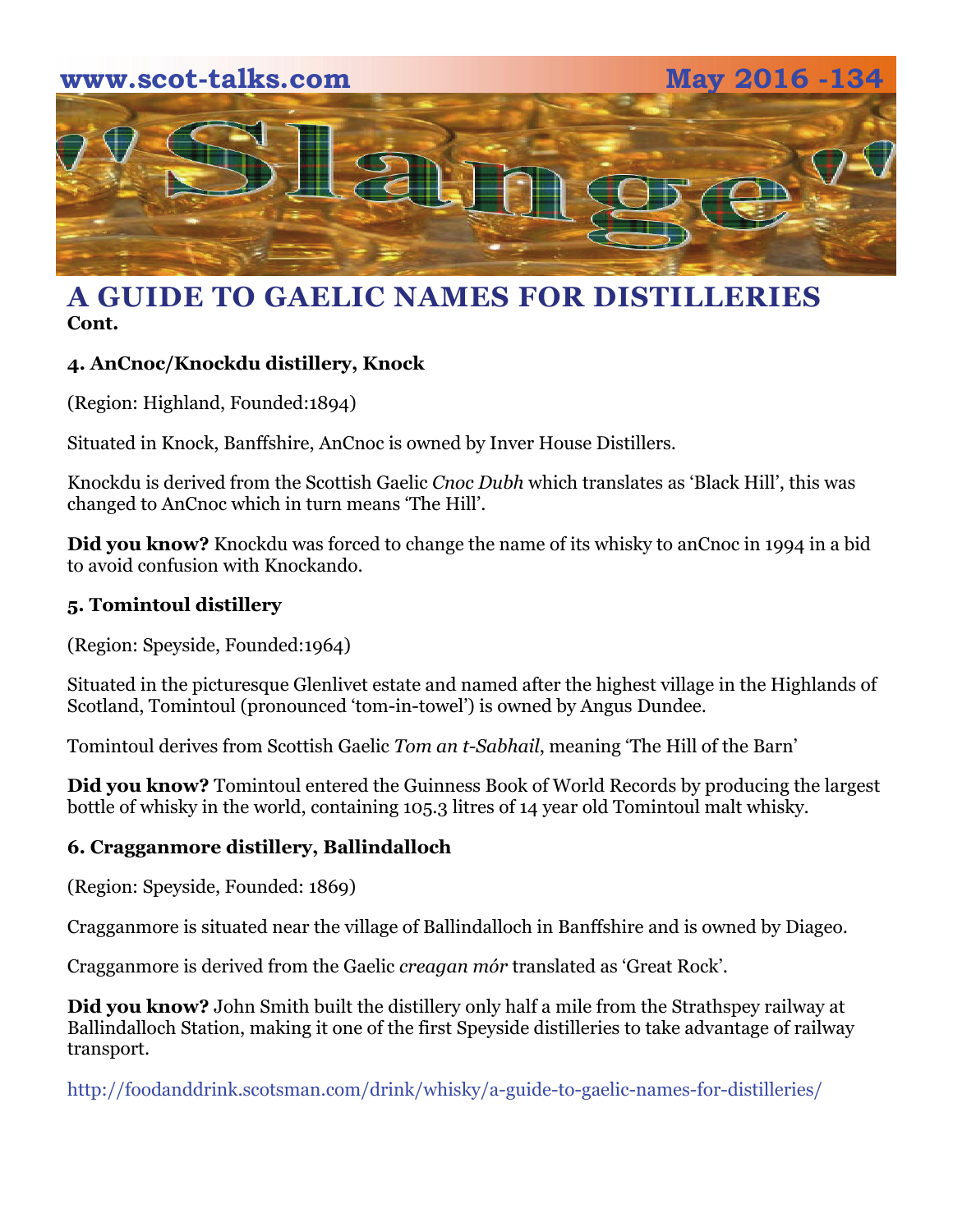## A GUIDE TO GAELIC NAMES FOR DISTILLERIES

**Cont.**

**4. AnCnoc/Knockdu distillery, Knock**

(Region: Highland, Founded:1894)

Situated in Knock, Banffshire, AnCnoc is owned by Inver House Distillers.

Knockdu is derived from the Scottish Gaelic *Cnoc Dubh* which translates as 'Black Hill', this was changed to AnCnoc which in turn means 'The Hill'.

**Did you know?** Knockdu was forced to change the name of its whisky to anCnoc in 1994 in a bid to avoid confusion with Knockando.

**5. Tomintoul distillery**

(Region: Speyside, Founded:1964)

Situated in the picturesque Glenlivet estate and named after the highest village in the Highlands of Scotland, Tomintoul (pronounced 'tom-in-towel') is owned by Angus Dundee.

Tomintoul derives from Scottish Gaelic *Tom an t-Sabhail*, meaning 'The Hill of the Barn'

**Did you know?** Tomintoul entered the Guinness Book of World Records by producing the largest bottle of whisky in the world, containing 105.3 litres of 14 year old Tomintoul malt whisky.

**6. Cragganmore distillery, Ballindalloch**

(Region: Speyside, Founded: 1869)

Cragganmore is situated near the village of Ballindalloch in Banffshire and is owned by Diageo.

Cragganmore is derived from the Gaelic *creagan mór* translated as 'Great Rock'.

**Did you know?** John Smith built the distillery only half a mile from the Strathspey railway at Ballindalloch Station, making it one of the first Speyside distilleries to take advantage of railway transport.

http://foodanddrink.scotsman.com/drink/whisky/a-guide-to-gaelic-names-for-distilleries/